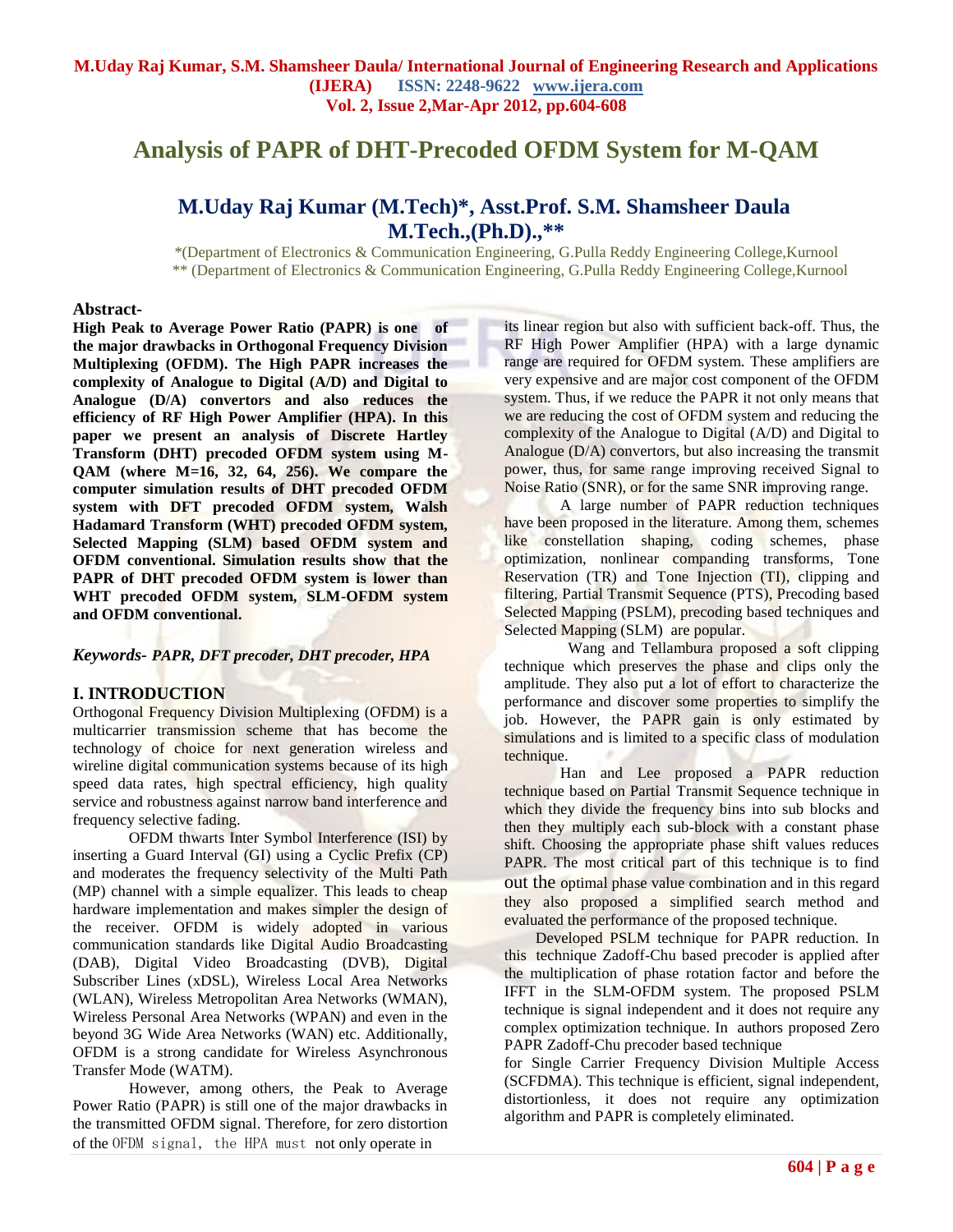# Analysis of PAPR of DHT-Precoded OFDM System for M-QAM

## M.Uday Raj Kumar (M.Tech)*, Asst.Prof. S.M. Shamsheer Daula M.Tech.,(Ph.D).,**

*(Department of Electronics & Communication Engineering, G.Pulla Reddy Engineering College,Kurnool

** (Department of Electronics & Communication Engineering, G.Pulla Reddy Engineering College,Kurnool

### Abstract-

**High Peak to Average Power Ratio (PAPR) is one of the major drawbacks in Orthogonal Frequency Division Multiplexing (OFDM). The High PAPR increases the complexity of Analogue to Digital (A/D) and Digital to Analogue (D/A) convertors and also reduces the efficiency of RF High Power Amplifier (HPA). In this paper we present an analysis of Discrete Hartley Transform (DHT) precoded OFDM system using M-QAM (where M=16, 32, 64, 256). We compare the computer simulation results of DHT precoded OFDM system with DFT precoded OFDM system, Walsh Hadamard Transform (WHT) precoded OFDM system, Selected Mapping (SLM) based OFDM system and OFDM conventional. Simulation results show that the PAPR of DHT precoded OFDM system is lower than WHT precoded OFDM system, SLM-OFDM system and OFDM conventional.**

***Keywords-** PAPR, DFT precoder, DHT precoder, HPA*

### I. INTRODUCTION

Orthogonal Frequency Division Multiplexing (OFDM) is a multicarrier transmission scheme that has become the technology of choice for next generation wireless and wireline digital communication systems because of its high speed data rates, high spectral efficiency, high quality service and robustness against narrow band interference and frequency selective fading.

OFDM thwarts Inter Symbol Interference (ISI) by inserting a Guard Interval (GI) using a Cyclic Prefix (CP) and moderates the frequency selectivity of the Multi Path (MP) channel with a simple equalizer. This leads to cheap hardware implementation and makes simpler the design of the receiver. OFDM is widely adopted in various communication standards like Digital Audio Broadcasting (DAB), Digital Video Broadcasting (DVB), Digital Subscriber Lines (xDSL), Wireless Local Area Networks (WLAN), Wireless Metropolitan Area Networks (WMAN), Wireless Personal Area Networks (WPAN) and even in the beyond 3G Wide Area Networks (WAN) etc. Additionally, OFDM is a strong candidate for Wireless Asynchronous Transfer Mode (WATM).

However, among others, the Peak to Average Power Ratio (PAPR) is still one of the major drawbacks in the transmitted OFDM signal. Therefore, for zero distortion of the OFDM signal, the HPA must not only operate in its linear region but also with sufficient back-off. Thus, the RF High Power Amplifier (HPA) with a large dynamic range are required for OFDM system. These amplifiers are very expensive and are major cost component of the OFDM system. Thus, if we reduce the PAPR it not only means that we are reducing the cost of OFDM system and reducing the complexity of the Analogue to Digital (A/D) and Digital to Analogue (D/A) convertors, but also increasing the transmit power, thus, for same range improving received Signal to Noise Ratio (SNR), or for the same SNR improving range.

A large number of PAPR reduction techniques have been proposed in the literature. Among them, schemes like constellation shaping, coding schemes, phase optimization, nonlinear companding transforms, Tone Reservation (TR) and Tone Injection (TI), clipping and filtering, Partial Transmit Sequence (PTS), Precoding based Selected Mapping (PSLM), precoding based techniques and Selected Mapping (SLM) are popular.

Wang and Tellambura proposed a soft clipping technique which preserves the phase and clips only the amplitude. They also put a lot of effort to characterize the performance and discover some properties to simplify the job. However, the PAPR gain is only estimated by simulations and is limited to a specific class of modulation technique.

Han and Lee proposed a PAPR reduction technique based on Partial Transmit Sequence technique in which they divide the frequency bins into sub blocks and then they multiply each sub-block with a constant phase shift. Choosing the appropriate phase shift values reduces PAPR. The most critical part of this technique is to find out the optimal phase value combination and in this regard they also proposed a simplified search method and evaluated the performance of the proposed technique.

Developed PSLM technique for PAPR reduction. In this technique Zadoff-Chu based precoder is applied after the multiplication of phase rotation factor and before the IFFT in the SLM-OFDM system. The proposed PSLM technique is signal independent and it does not require any complex optimization technique. In authors proposed Zero PAPR Zadoff-Chu precoder based technique for Single Carrier Frequency Division Multiple Access (SCFDMA). This technique is efficient, signal independent, distortionless, it does not require any optimization algorithm and PAPR is completely eliminated.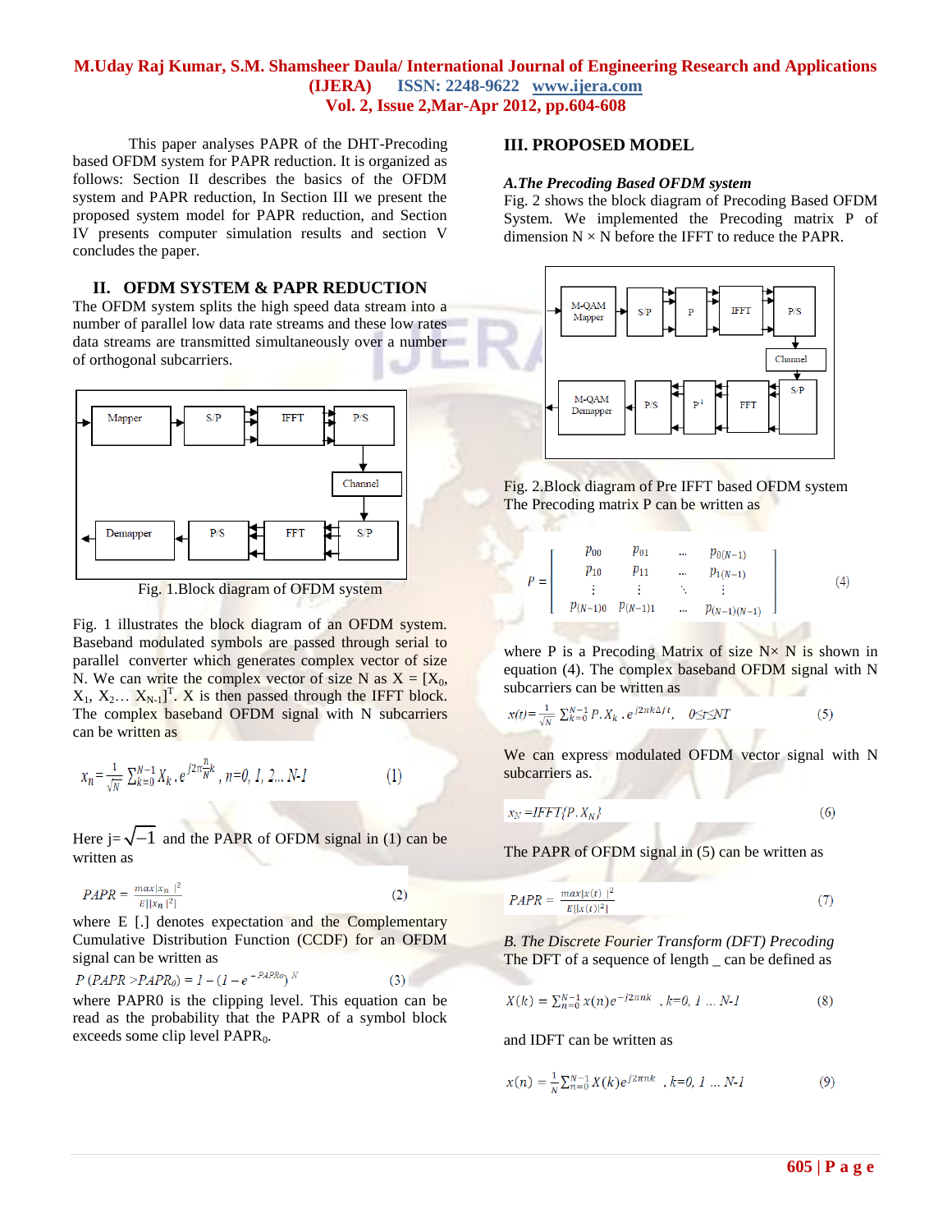This paper analyses PAPR of the DHT-Precoding based OFDM system for PAPR reduction. It is organized as follows: Section II describes the basics of the OFDM system and PAPR reduction, In Section III we present the proposed system model for PAPR reduction, and Section IV presents computer simulation results and section V concludes the paper.

## II. OFDM SYSTEM & PAPR REDUCTION

The OFDM system splits the high speed data stream into a number of parallel low data rate streams and these low rates data streams are transmitted simultaneously over a number of orthogonal subcarriers.

Fig. 1.Block diagram of OFDM system

Fig. 1 illustrates the block diagram of an OFDM system. Baseband modulated symbols are passed through serial to parallel converter which generates complex vector of size N. We can write the complex vector of size N as $X = [X_0, X_1, X_2 \ldots X_{N-1}]^T$. X is then passed through the IFFT block. The complex baseband OFDM signal with N subcarriers can be written as

$$x_n = \frac{1}{\sqrt{N}} \sum_{k=0}^{N-1} X_k . e^{j2\pi\frac{n}{N}k} \text{ , } n=0, 1, 2 \ldots N\text{-}1 \qquad (1)$$

Here $j=\sqrt{-1}$ and the PAPR of OFDM signal in (1) can be written as

$$PAPR = \frac{max|x_n|^2}{E[|x_n|^2]} \qquad (2)$$

where E [.] denotes expectation and the Complementary Cumulative Distribution Function (CCDF) for an OFDM signal can be written as

$$P\,(PAPR > PAPR_0) = 1 - (1 - e^{-PAPR_0})^N \qquad (3)$$

where PAPR0 is the clipping level. This equation can be read as the probability that the PAPR of a symbol block exceeds some clip level $PAPR_0$.

## III. PROPOSED MODEL

### *A.The Precoding Based OFDM system*

Fig. 2 shows the block diagram of Precoding Based OFDM System. We implemented the Precoding matrix P of dimension N × N before the IFFT to reduce the PAPR.

Fig. 2.Block diagram of Pre IFFT based OFDM system

The Precoding matrix P can be written as

$$P = \begin{bmatrix} p_{00} & p_{01} & \ldots & p_{0(N-1)} \\ p_{10} & p_{11} & \ldots & p_{1(N-1)} \\ \vdots & \vdots & \ddots & \vdots \\ p_{(N-1)0} & p_{(N-1)1} & \ldots & p_{(N-1)(N-1)} \end{bmatrix} \qquad (4)$$

where P is a Precoding Matrix of size N× N is shown in equation (4). The complex baseband OFDM signal with N subcarriers can be written as

$$x(t) = \frac{1}{\sqrt{N}} \sum_{k=0}^{N-1} P.X_k . e^{j2\pi k \Delta f t}, \quad 0 \le t \le NT \qquad (5)$$

We can express modulated OFDM vector signal with N subcarriers as.

$$x_N = IFFT\{P.X_N\} \qquad (6)$$

The PAPR of OFDM signal in (5) can be written as

$$PAPR = \frac{max|x(t)|^2}{E[|x(t)|^2]} \qquad (7)$$

### *B. The Discrete Fourier Transform (DFT) Precoding*

The DFT of a sequence of length _ can be defined as

$$X(k) = \sum_{n=0}^{N-1} x(n) e^{-j2\pi nk} \text{ , } k=0, 1 \ldots N\text{-}1 \qquad (8)$$

and IDFT can be written as

$$x(n) = \frac{1}{N} \sum_{n=0}^{N-1} X(k) e^{j2\pi nk} \text{ , } k=0, 1 \ldots N\text{-}1 \qquad (9)$$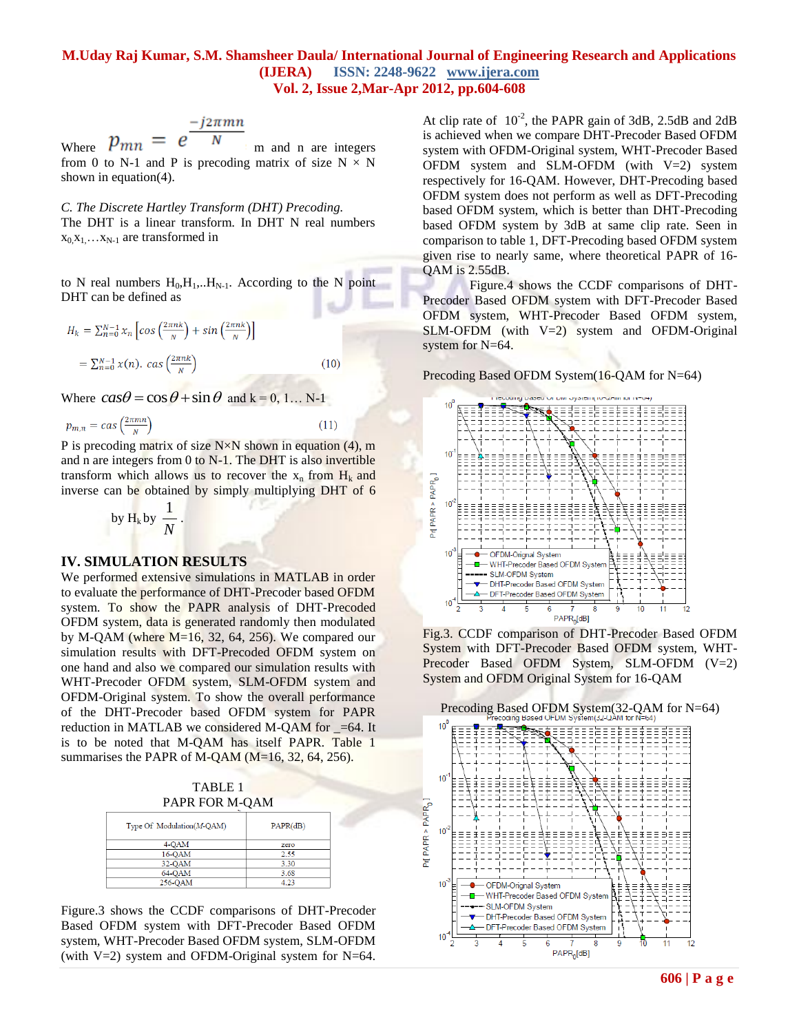Where $p_{mn} = e^{\frac{-j2\pi mn}{N}}$ m and n are integers from 0 to N-1 and P is precoding matrix of size N × N shown in equation(4).

*C. The Discrete Hartley Transform (DHT) Precoding.*

The DHT is a linear transform. In DHT N real numbers $x_0, x_1, \ldots x_{N-1}$ are transformed in

to N real numbers $H_0, H_1, .. H_{N-1}$. According to the N point DHT can be defined as

$$H_k = \sum_{n=0}^{N-1} x_n \left[ cos\left(\frac{2\pi nk}{N}\right) + sin\left(\frac{2\pi nk}{N}\right) \right]$$

$$= \sum_{n=0}^{N-1} x(n).\ cas\left(\frac{2\pi nk}{N}\right) \qquad (10)$$

Where $cas\theta = \cos\theta + \sin\theta$ and k = 0, 1… N-1

$$p_{m,n} = cas\left(\frac{2\pi mn}{N}\right) \qquad (11)$$

P is precoding matrix of size N×N shown in equation (4), m and n are integers from 0 to N-1. The DHT is also invertible transform which allows us to recover the $x_n$ from $H_k$ and inverse can be obtained by simply multiplying DHT of 6 by $H_k$ by $\frac{1}{N}$.

## IV. SIMULATION RESULTS

We performed extensive simulations in MATLAB in order to evaluate the performance of DHT-Precoder based OFDM system. To show the PAPR analysis of DHT-Precoded OFDM system, data is generated randomly then modulated by M-QAM (where M=16, 32, 64, 256). We compared our simulation results with DFT-Precoded OFDM system on one hand and also we compared our simulation results with WHT-Precoder OFDM system, SLM-OFDM system and OFDM-Original system. To show the overall performance of the DHT-Precoder based OFDM system for PAPR reduction in MATLAB we considered M-QAM for _=64. It is to be noted that M-QAM has itself PAPR. Table 1 summarises the PAPR of M-QAM (M=16, 32, 64, 256).

TABLE 1
PAPR FOR M-QAM

| Type Of Modulation(M-QAM) | PAPR(dB) |
|---|---|
| 4-QAM | zero |
| 16-QAM | 2.55 |
| 32-QAM | 3.30 |
| 64-QAM | 3.68 |
| 256-QAM | 4.23 |

Figure.3 shows the CCDF comparisons of DHT-Precoder Based OFDM system with DFT-Precoder Based OFDM system, WHT-Precoder Based OFDM system, SLM-OFDM (with V=2) system and OFDM-Original system for N=64. At clip rate of $10^{-2}$, the PAPR gain of 3dB, 2.5dB and 2dB is achieved when we compare DHT-Precoder Based OFDM system with OFDM-Original system, WHT-Precoder Based OFDM system and SLM-OFDM (with V=2) system respectively for 16-QAM. However, DHT-Precoding based OFDM system does not perform as well as DFT-Precoding based OFDM system, which is better than DHT-Precoding based OFDM system by 3dB at same clip rate. Seen in comparison to table 1, DFT-Precoding based OFDM system given rise to nearly same, where theoretical PAPR of 16-QAM is 2.55dB.

Figure.4 shows the CCDF comparisons of DHT-Precoder Based OFDM system with DFT-Precoder Based OFDM system, WHT-Precoder Based OFDM system, SLM-OFDM (with V=2) system and OFDM-Original system for N=64.

Precoding Based OFDM System(16-QAM for N=64)

Fig.3. CCDF comparison of DHT-Precoder Based OFDM System with DFT-Precoder Based OFDM system, WHT-Precoder Based OFDM System, SLM-OFDM (V=2) System and OFDM Original System for 16-QAM

Precoding Based OFDM System(32-QAM for N=64)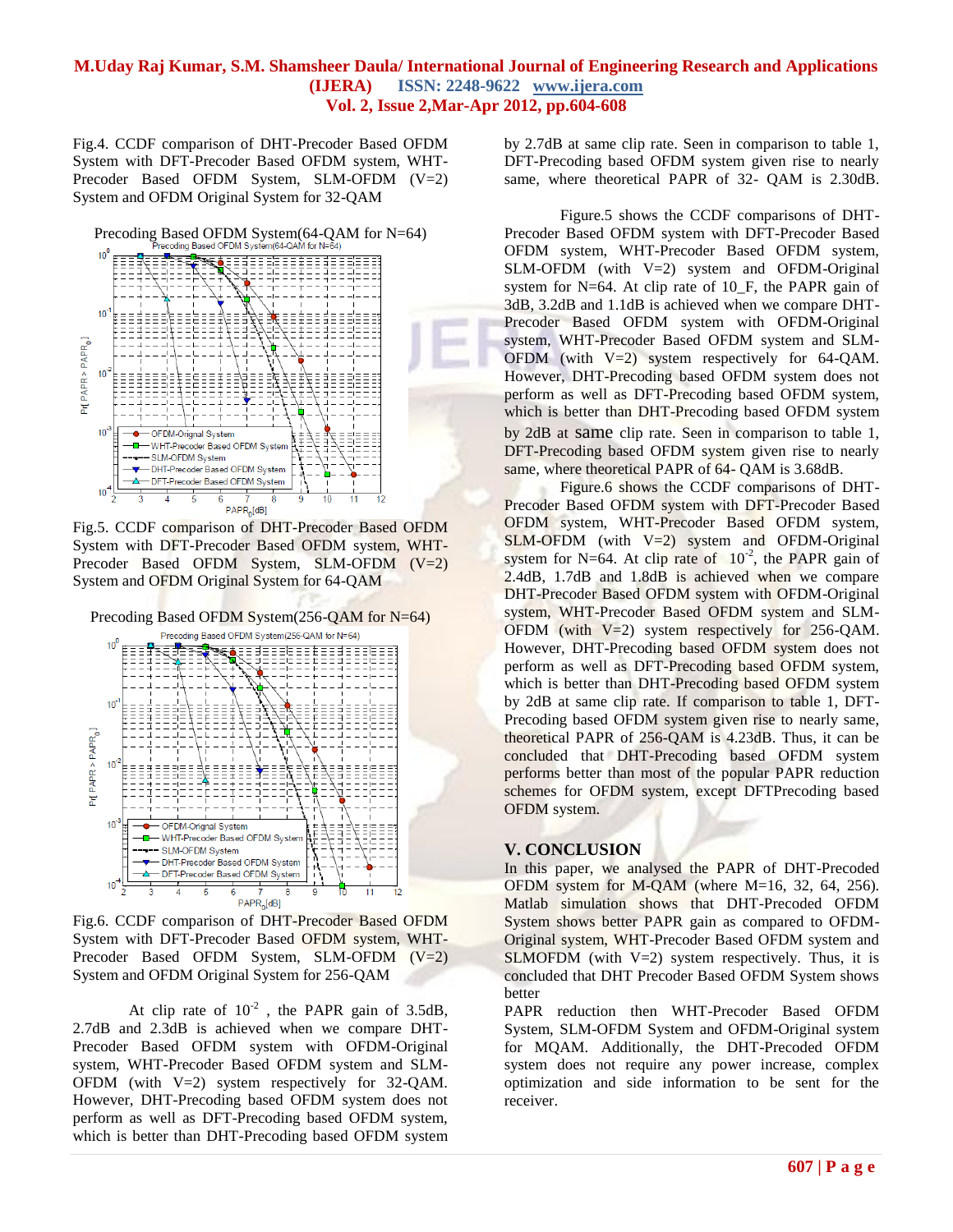Fig.4. CCDF comparison of DHT-Precoder Based OFDM System with DFT-Precoder Based OFDM system, WHT-Precoder Based OFDM System, SLM-OFDM (V=2) System and OFDM Original System for 32-QAM

Fig.5. CCDF comparison of DHT-Precoder Based OFDM System with DFT-Precoder Based OFDM system, WHT-Precoder Based OFDM System, SLM-OFDM (V=2) System and OFDM Original System for 64-QAM

Fig.6. CCDF comparison of DHT-Precoder Based OFDM System with DFT-Precoder Based OFDM system, WHT-Precoder Based OFDM System, SLM-OFDM (V=2) System and OFDM Original System for 256-QAM

At clip rate of $10^{-2}$ , the PAPR gain of 3.5dB, 2.7dB and 2.3dB is achieved when we compare DHT-Precoder Based OFDM system with OFDM-Original system, WHT-Precoder Based OFDM system and SLM-OFDM (with V=2) system respectively for 32-QAM. However, DHT-Precoding based OFDM system does not perform as well as DFT-Precoding based OFDM system, which is better than DHT-Precoding based OFDM system by 2.7dB at same clip rate. Seen in comparison to table 1, DFT-Precoding based OFDM system given rise to nearly same, where theoretical PAPR of 32- QAM is 2.30dB.

Figure.5 shows the CCDF comparisons of DHT-Precoder Based OFDM system with DFT-Precoder Based OFDM system, WHT-Precoder Based OFDM system, SLM-OFDM (with V=2) system and OFDM-Original system for N=64. At clip rate of 10_F, the PAPR gain of 3dB, 3.2dB and 1.1dB is achieved when we compare DHT-Precoder Based OFDM system with OFDM-Original system, WHT-Precoder Based OFDM system and SLM-OFDM (with V=2) system respectively for 64-QAM. However, DHT-Precoding based OFDM system does not perform as well as DFT-Precoding based OFDM system, which is better than DHT-Precoding based OFDM system by 2dB at same clip rate. Seen in comparison to table 1, DFT-Precoding based OFDM system given rise to nearly same, where theoretical PAPR of 64- QAM is 3.68dB.

Figure.6 shows the CCDF comparisons of DHT-Precoder Based OFDM system with DFT-Precoder Based OFDM system, WHT-Precoder Based OFDM system, SLM-OFDM (with V=2) system and OFDM-Original system for N=64. At clip rate of $10^{-2}$, the PAPR gain of 2.4dB, 1.7dB and 1.8dB is achieved when we compare DHT-Precoder Based OFDM system with OFDM-Original system, WHT-Precoder Based OFDM system and SLM-OFDM (with V=2) system respectively for 256-QAM. However, DHT-Precoding based OFDM system does not perform as well as DFT-Precoding based OFDM system, which is better than DHT-Precoding based OFDM system by 2dB at same clip rate. If comparison to table 1, DFT-Precoding based OFDM system given rise to nearly same, theoretical PAPR of 256-QAM is 4.23dB. Thus, it can be concluded that DHT-Precoding based OFDM system performs better than most of the popular PAPR reduction schemes for OFDM system, except DFTPrecoding based OFDM system.

## V. CONCLUSION

In this paper, we analysed the PAPR of DHT-Precoded OFDM system for M-QAM (where M=16, 32, 64, 256). Matlab simulation shows that DHT-Precoded OFDM System shows better PAPR gain as compared to OFDM-Original system, WHT-Precoder Based OFDM system and SLMOFDM (with V=2) system respectively. Thus, it is concluded that DHT Precoder Based OFDM System shows better

PAPR reduction then WHT-Precoder Based OFDM System, SLM-OFDM System and OFDM-Original system for MQAM. Additionally, the DHT-Precoded OFDM system does not require any power increase, complex optimization and side information to be sent for the receiver.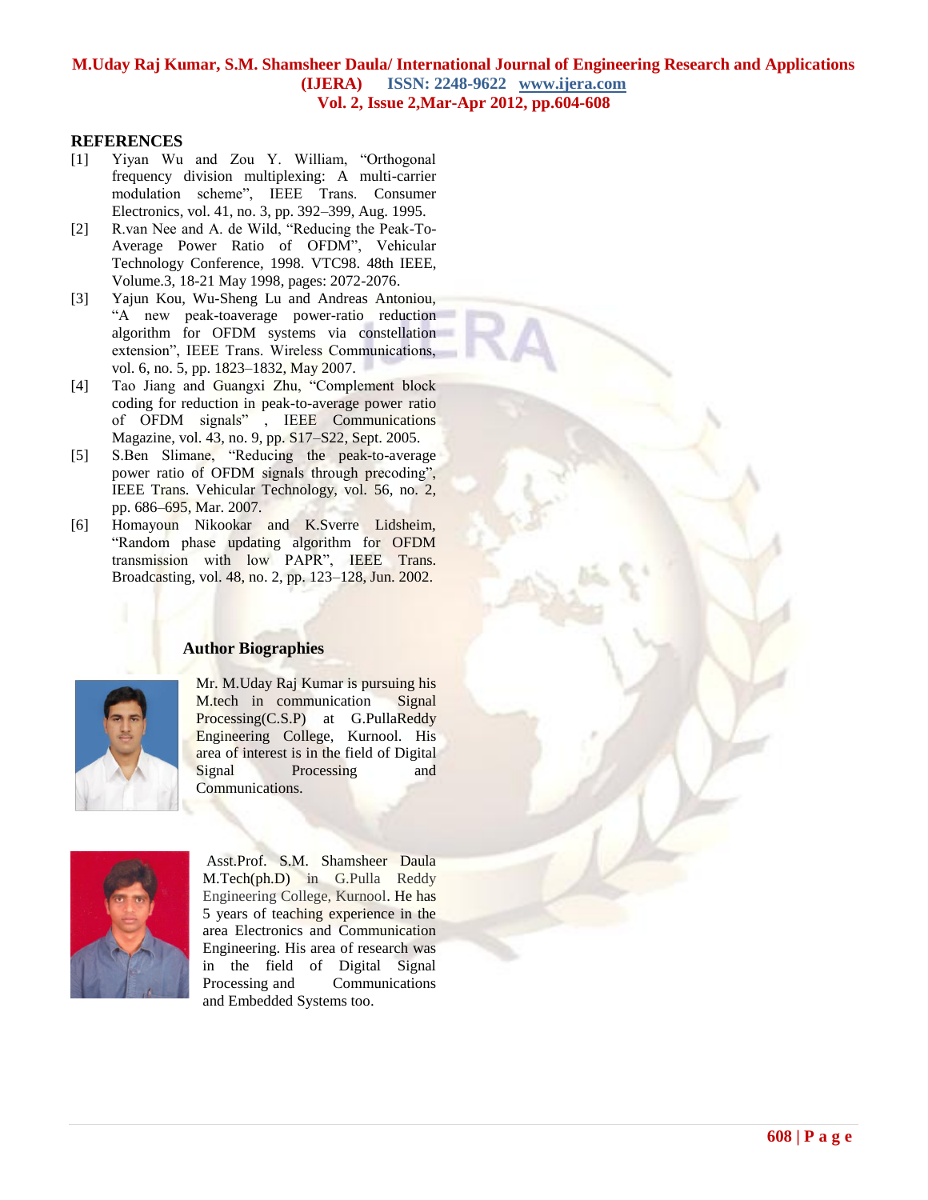## REFERENCES

[1] Yiyan Wu and Zou Y. William, "Orthogonal frequency division multiplexing: A multi-carrier modulation scheme", IEEE Trans. Consumer Electronics, vol. 41, no. 3, pp. 392–399, Aug. 1995.

[2] R.van Nee and A. de Wild, "Reducing the Peak-To-Average Power Ratio of OFDM", Vehicular Technology Conference, 1998. VTC98. 48th IEEE, Volume.3, 18-21 May 1998, pages: 2072-2076.

[3] Yajun Kou, Wu-Sheng Lu and Andreas Antoniou, "A new peak-toaverage power-ratio reduction algorithm for OFDM systems via constellation extension", IEEE Trans. Wireless Communications, vol. 6, no. 5, pp. 1823–1832, May 2007.

[4] Tao Jiang and Guangxi Zhu, "Complement block coding for reduction in peak-to-average power ratio of OFDM signals" , IEEE Communications Magazine, vol. 43, no. 9, pp. S17–S22, Sept. 2005.

[5] S.Ben Slimane, "Reducing the peak-to-average power ratio of OFDM signals through precoding", IEEE Trans. Vehicular Technology, vol. 56, no. 2, pp. 686–695, Mar. 2007.

[6] Homayoun Nikookar and K.Sverre Lidsheim, "Random phase updating algorithm for OFDM transmission with low PAPR", IEEE Trans. Broadcasting, vol. 48, no. 2, pp. 123–128, Jun. 2002.

### Author Biographies

Mr. M.Uday Raj Kumar is pursuing his M.tech in communication Signal Processing(C.S.P) at G.PullaReddy Engineering College, Kurnool. His area of interest is in the field of Digital Signal Processing and Communications.

Asst.Prof. S.M. Shamsheer Daula M.Tech(ph.D) in G.Pulla Reddy Engineering College, Kurnool. He has 5 years of teaching experience in the area Electronics and Communication Engineering. His area of research was in the field of Digital Signal Processing and Communications and Embedded Systems too.